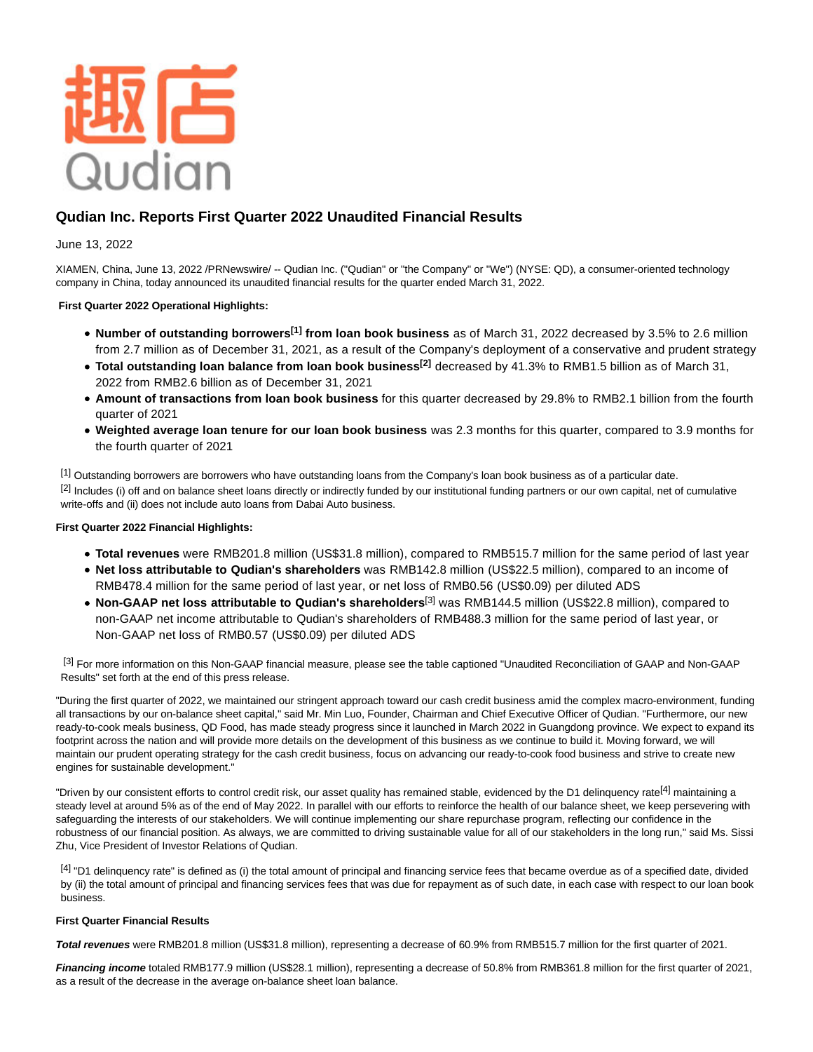# Qudian Inc. Reports First Quarter 2022 Unaudited Financial Results

June 13, 2022

XIAMEN, China, June 13, 2022 /PRNewswire/ -- Qudian Inc. ("Qudian" or "the Company" or "We") (NYSE: QD), a consumer-oriented technology company in China, today announced its unaudited financial results for the quarter ended March 31, 2022.

**First Quarter 2022 Operational Highlights:**

- **Number of outstanding borrowers[1] from loan book business** as of March 31, 2022 decreased by 3.5% to 2.6 million from 2.7 million as of December 31, 2021, as a result of the Company's deployment of a conservative and prudent strategy
- **Total outstanding loan balance from loan book business[2]** decreased by 41.3% to RMB1.5 billion as of March 31, 2022 from RMB2.6 billion as of December 31, 2021
- **Amount of transactions from loan book business** for this quarter decreased by 29.8% to RMB2.1 billion from the fourth quarter of 2021
- **Weighted average loan tenure for our loan book business** was 2.3 months for this quarter, compared to 3.9 months for the fourth quarter of 2021

[1] Outstanding borrowers are borrowers who have outstanding loans from the Company's loan book business as of a particular date.
[2] Includes (i) off and on balance sheet loans directly or indirectly funded by our institutional funding partners or our own capital, net of cumulative write-offs and (ii) does not include auto loans from Dabai Auto business.

**First Quarter 2022 Financial Highlights:**

- **Total revenues** were RMB201.8 million (US$31.8 million), compared to RMB515.7 million for the same period of last year
- **Net loss attributable to Qudian's shareholders** was RMB142.8 million (US$22.5 million), compared to an income of RMB478.4 million for the same period of last year, or net loss of RMB0.56 (US$0.09) per diluted ADS
- **Non-GAAP net loss attributable to Qudian's shareholders**[3] was RMB144.5 million (US$22.8 million), compared to non-GAAP net income attributable to Qudian's shareholders of RMB488.3 million for the same period of last year, or Non-GAAP net loss of RMB0.57 (US$0.09) per diluted ADS

[3] For more information on this Non-GAAP financial measure, please see the table captioned "Unaudited Reconciliation of GAAP and Non-GAAP Results" set forth at the end of this press release.

"During the first quarter of 2022, we maintained our stringent approach toward our cash credit business amid the complex macro-environment, funding all transactions by our on-balance sheet capital," said Mr. Min Luo, Founder, Chairman and Chief Executive Officer of Qudian. "Furthermore, our new ready-to-cook meals business, QD Food, has made steady progress since it launched in March 2022 in Guangdong province. We expect to expand its footprint across the nation and will provide more details on the development of this business as we continue to build it. Moving forward, we will maintain our prudent operating strategy for the cash credit business, focus on advancing our ready-to-cook food business and strive to create new engines for sustainable development."

"Driven by our consistent efforts to control credit risk, our asset quality has remained stable, evidenced by the D1 delinquency rate[4] maintaining a steady level at around 5% as of the end of May 2022. In parallel with our efforts to reinforce the health of our balance sheet, we keep persevering with safeguarding the interests of our stakeholders. We will continue implementing our share repurchase program, reflecting our confidence in the robustness of our financial position. As always, we are committed to driving sustainable value for all of our stakeholders in the long run," said Ms. Sissi Zhu, Vice President of Investor Relations of Qudian.

[4] "D1 delinquency rate" is defined as (i) the total amount of principal and financing service fees that became overdue as of a specified date, divided by (ii) the total amount of principal and financing services fees that was due for repayment as of such date, in each case with respect to our loan book business.

**First Quarter Financial Results**

***Total revenues*** were RMB201.8 million (US$31.8 million), representing a decrease of 60.9% from RMB515.7 million for the first quarter of 2021.

***Financing income*** totaled RMB177.9 million (US$28.1 million), representing a decrease of 50.8% from RMB361.8 million for the first quarter of 2021, as a result of the decrease in the average on-balance sheet loan balance.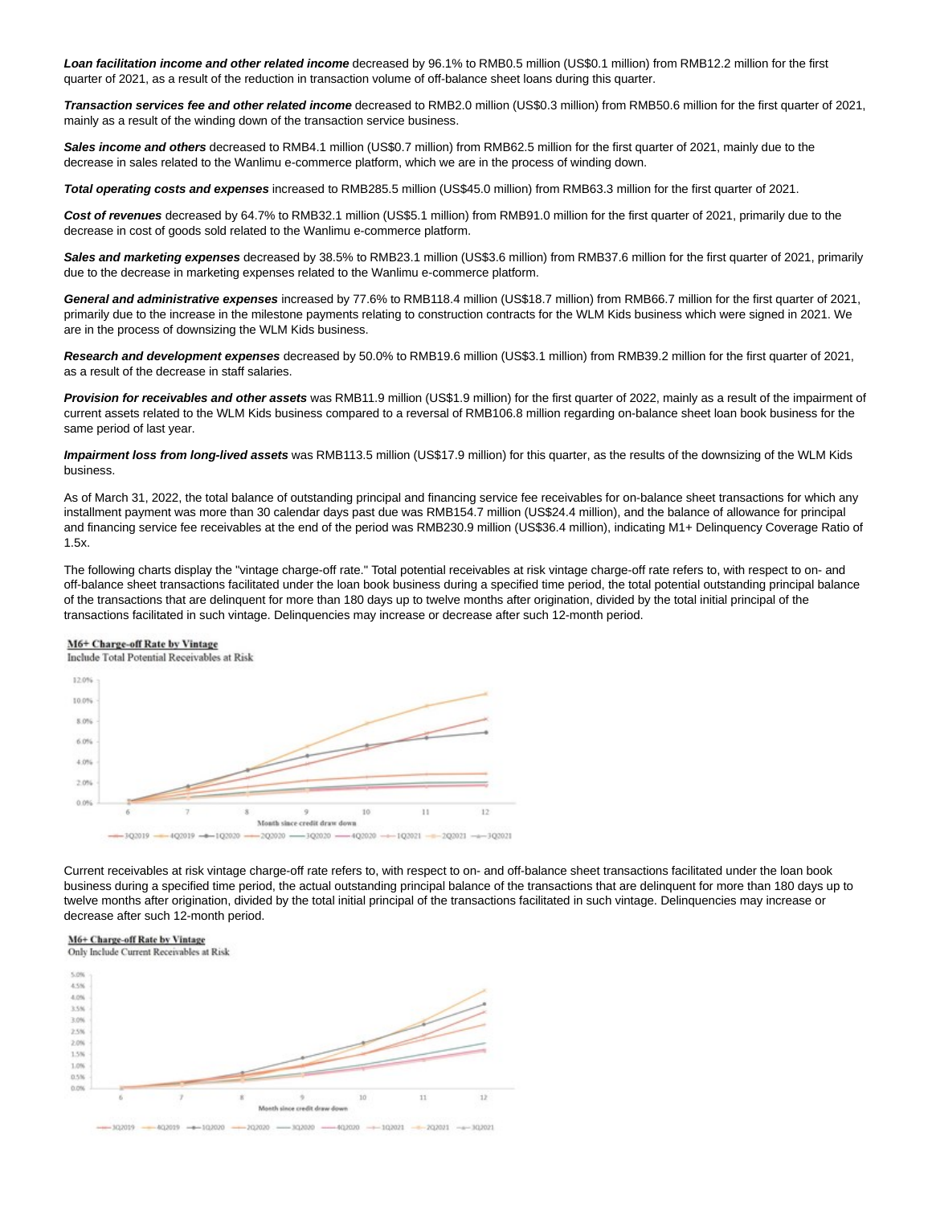***Loan facilitation income and other related income*** decreased by 96.1% to RMB0.5 million (US$0.1 million) from RMB12.2 million for the first quarter of 2021, as a result of the reduction in transaction volume of off-balance sheet loans during this quarter.

***Transaction services fee and other related income*** decreased to RMB2.0 million (US$0.3 million) from RMB50.6 million for the first quarter of 2021, mainly as a result of the winding down of the transaction service business.

***Sales income and others*** decreased to RMB4.1 million (US$0.7 million) from RMB62.5 million for the first quarter of 2021, mainly due to the decrease in sales related to the Wanlimu e-commerce platform, which we are in the process of winding down.

***Total operating costs and expenses*** increased to RMB285.5 million (US$45.0 million) from RMB63.3 million for the first quarter of 2021.

***Cost of revenues*** decreased by 64.7% to RMB32.1 million (US$5.1 million) from RMB91.0 million for the first quarter of 2021, primarily due to the decrease in cost of goods sold related to the Wanlimu e-commerce platform.

***Sales and marketing expenses*** decreased by 38.5% to RMB23.1 million (US$3.6 million) from RMB37.6 million for the first quarter of 2021, primarily due to the decrease in marketing expenses related to the Wanlimu e-commerce platform.

***General and administrative expenses*** increased by 77.6% to RMB118.4 million (US$18.7 million) from RMB66.7 million for the first quarter of 2021, primarily due to the increase in the milestone payments relating to construction contracts for the WLM Kids business which were signed in 2021. We are in the process of downsizing the WLM Kids business.

***Research and development expenses*** decreased by 50.0% to RMB19.6 million (US$3.1 million) from RMB39.2 million for the first quarter of 2021, as a result of the decrease in staff salaries.

***Provision for receivables and other assets*** was RMB11.9 million (US$1.9 million) for the first quarter of 2022, mainly as a result of the impairment of current assets related to the WLM Kids business compared to a reversal of RMB106.8 million regarding on-balance sheet loan book business for the same period of last year.

***Impairment loss from long-lived assets*** was RMB113.5 million (US$17.9 million) for this quarter, as the results of the downsizing of the WLM Kids business.

As of March 31, 2022, the total balance of outstanding principal and financing service fee receivables for on-balance sheet transactions for which any installment payment was more than 30 calendar days past due was RMB154.7 million (US$24.4 million), and the balance of allowance for principal and financing service fee receivables at the end of the period was RMB230.9 million (US$36.4 million), indicating M1+ Delinquency Coverage Ratio of 1.5x.

The following charts display the "vintage charge-off rate." Total potential receivables at risk vintage charge-off rate refers to, with respect to on- and off-balance sheet transactions facilitated under the loan book business during a specified time period, the total potential outstanding principal balance of the transactions that are delinquent for more than 180 days up to twelve months after origination, divided by the total initial principal of the transactions facilitated in such vintage. Delinquencies may increase or decrease after such 12-month period.

**M6+ Charge-off Rate by Vintage**
Include Total Potential Receivables at Risk

Current receivables at risk vintage charge-off rate refers to, with respect to on- and off-balance sheet transactions facilitated under the loan book business during a specified time period, the actual outstanding principal balance of the transactions that are delinquent for more than 180 days up to twelve months after origination, divided by the total initial principal of the transactions facilitated in such vintage. Delinquencies may increase or decrease after such 12-month period.

**M6+ Charge-off Rate by Vintage**
Only Include Current Receivables at Risk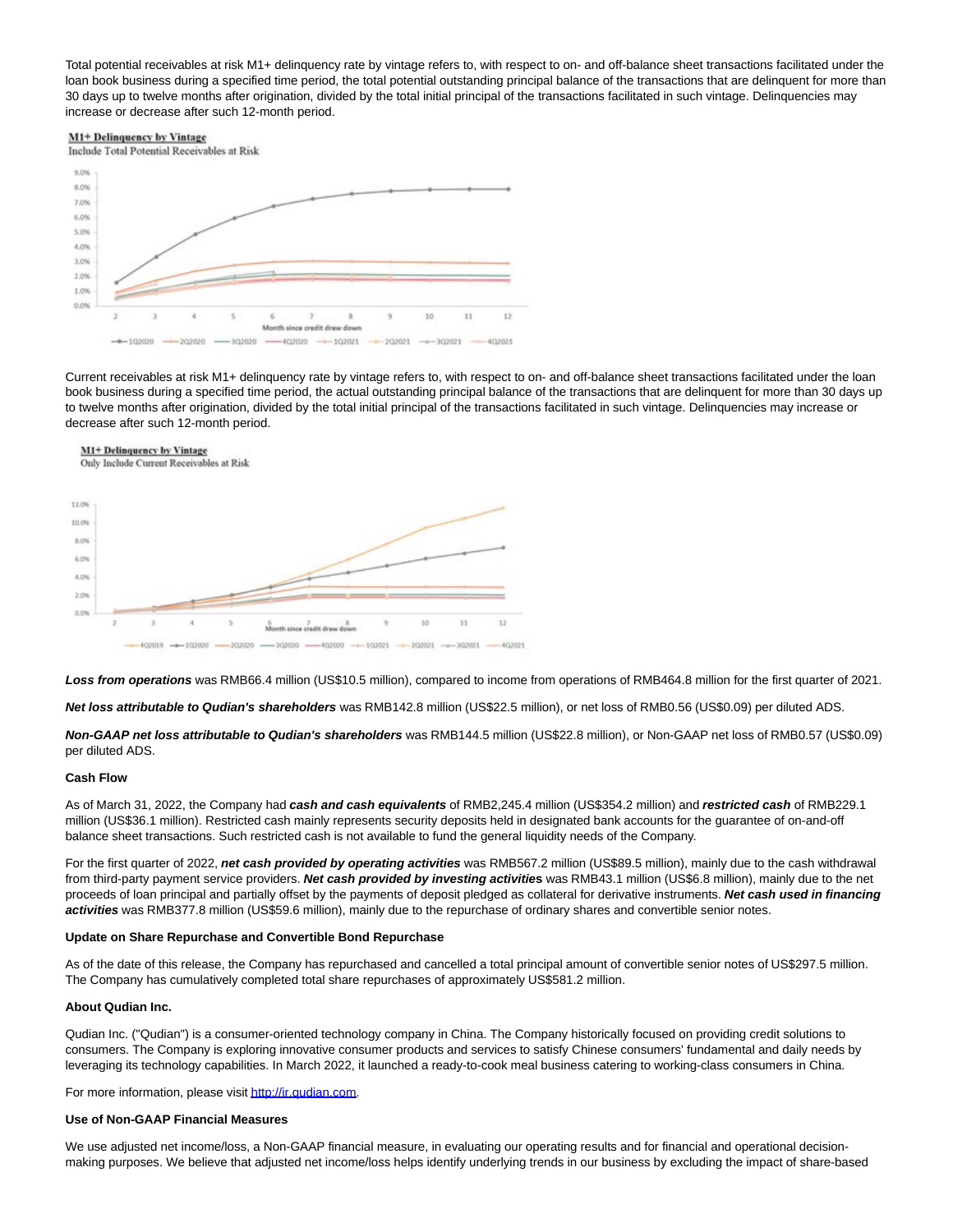Total potential receivables at risk M1+ delinquency rate by vintage refers to, with respect to on- and off-balance sheet transactions facilitated under the loan book business during a specified time period, the total potential outstanding principal balance of the transactions that are delinquent for more than 30 days up to twelve months after origination, divided by the total initial principal of the transactions facilitated in such vintage. Delinquencies may increase or decrease after such 12-month period.

Current receivables at risk M1+ delinquency rate by vintage refers to, with respect to on- and off-balance sheet transactions facilitated under the loan book business during a specified time period, the actual outstanding principal balance of the transactions that are delinquent for more than 30 days up to twelve months after origination, divided by the total initial principal of the transactions facilitated in such vintage. Delinquencies may increase or decrease after such 12-month period.

***Loss from operations*** was RMB66.4 million (US$10.5 million), compared to income from operations of RMB464.8 million for the first quarter of 2021.

***Net loss attributable to Qudian's shareholders*** was RMB142.8 million (US$22.5 million), or net loss of RMB0.56 (US$0.09) per diluted ADS.

***Non-GAAP net loss attributable to Qudian's shareholders*** was RMB144.5 million (US$22.8 million), or Non-GAAP net loss of RMB0.57 (US$0.09) per diluted ADS.

**Cash Flow**

As of March 31, 2022, the Company had ***cash and cash equivalents*** of RMB2,245.4 million (US$354.2 million) and ***restricted cash*** of RMB229.1 million (US$36.1 million). Restricted cash mainly represents security deposits held in designated bank accounts for the guarantee of on-and-off balance sheet transactions. Such restricted cash is not available to fund the general liquidity needs of the Company.

For the first quarter of 2022, ***net cash provided by operating activities*** was RMB567.2 million (US$89.5 million), mainly due to the cash withdrawal from third-party payment service providers. ***Net cash provided by investing activities*** was RMB43.1 million (US$6.8 million), mainly due to the net proceeds of loan principal and partially offset by the payments of deposit pledged as collateral for derivative instruments. ***Net cash used in financing activities*** was RMB377.8 million (US$59.6 million), mainly due to the repurchase of ordinary shares and convertible senior notes.

**Update on Share Repurchase and Convertible Bond Repurchase**

As of the date of this release, the Company has repurchased and cancelled a total principal amount of convertible senior notes of US$297.5 million. The Company has cumulatively completed total share repurchases of approximately US$581.2 million.

**About Qudian Inc.**

Qudian Inc. ("Qudian") is a consumer-oriented technology company in China. The Company historically focused on providing credit solutions to consumers. The Company is exploring innovative consumer products and services to satisfy Chinese consumers' fundamental and daily needs by leveraging its technology capabilities. In March 2022, it launched a ready-to-cook meal business catering to working-class consumers in China.

For more information, please visit http://ir.qudian.com.

**Use of Non-GAAP Financial Measures**

We use adjusted net income/loss, a Non-GAAP financial measure, in evaluating our operating results and for financial and operational decision-making purposes. We believe that adjusted net income/loss helps identify underlying trends in our business by excluding the impact of share-based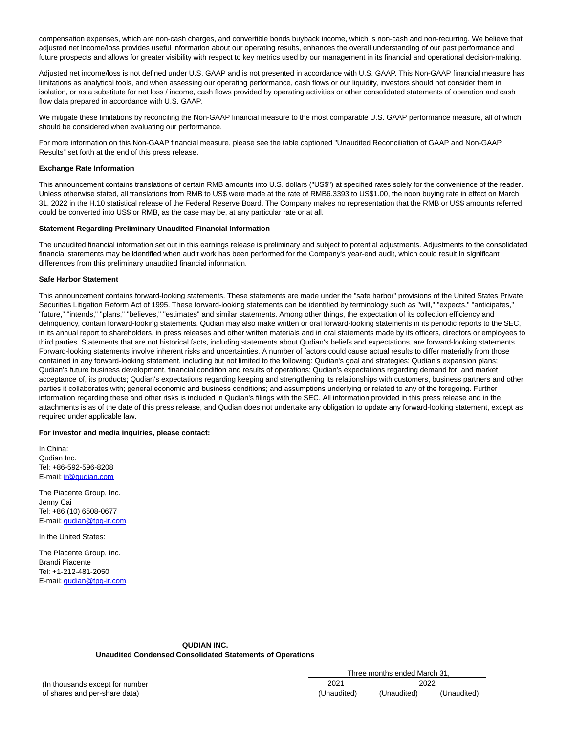compensation expenses, which are non-cash charges, and convertible bonds buyback income, which is non-cash and non-recurring. We believe that adjusted net income/loss provides useful information about our operating results, enhances the overall understanding of our past performance and future prospects and allows for greater visibility with respect to key metrics used by our management in its financial and operational decision-making.

Adjusted net income/loss is not defined under U.S. GAAP and is not presented in accordance with U.S. GAAP. This Non-GAAP financial measure has limitations as analytical tools, and when assessing our operating performance, cash flows or our liquidity, investors should not consider them in isolation, or as a substitute for net loss / income, cash flows provided by operating activities or other consolidated statements of operation and cash flow data prepared in accordance with U.S. GAAP.

We mitigate these limitations by reconciling the Non-GAAP financial measure to the most comparable U.S. GAAP performance measure, all of which should be considered when evaluating our performance.

For more information on this Non-GAAP financial measure, please see the table captioned "Unaudited Reconciliation of GAAP and Non-GAAP Results" set forth at the end of this press release.

**Exchange Rate Information**

This announcement contains translations of certain RMB amounts into U.S. dollars ("US$") at specified rates solely for the convenience of the reader. Unless otherwise stated, all translations from RMB to US$ were made at the rate of RMB6.3393 to US$1.00, the noon buying rate in effect on March 31, 2022 in the H.10 statistical release of the Federal Reserve Board. The Company makes no representation that the RMB or US$ amounts referred could be converted into US$ or RMB, as the case may be, at any particular rate or at all.

**Statement Regarding Preliminary Unaudited Financial Information**

The unaudited financial information set out in this earnings release is preliminary and subject to potential adjustments. Adjustments to the consolidated financial statements may be identified when audit work has been performed for the Company's year-end audit, which could result in significant differences from this preliminary unaudited financial information.

**Safe Harbor Statement**

This announcement contains forward-looking statements. These statements are made under the "safe harbor" provisions of the United States Private Securities Litigation Reform Act of 1995. These forward-looking statements can be identified by terminology such as "will," "expects," "anticipates," "future," "intends," "plans," "believes," "estimates" and similar statements. Among other things, the expectation of its collection efficiency and delinquency, contain forward-looking statements. Qudian may also make written or oral forward-looking statements in its periodic reports to the SEC, in its annual report to shareholders, in press releases and other written materials and in oral statements made by its officers, directors or employees to third parties. Statements that are not historical facts, including statements about Qudian's beliefs and expectations, are forward-looking statements. Forward-looking statements involve inherent risks and uncertainties. A number of factors could cause actual results to differ materially from those contained in any forward-looking statement, including but not limited to the following: Qudian's goal and strategies; Qudian's expansion plans; Qudian's future business development, financial condition and results of operations; Qudian's expectations regarding demand for, and market acceptance of, its products; Qudian's expectations regarding keeping and strengthening its relationships with customers, business partners and other parties it collaborates with; general economic and business conditions; and assumptions underlying or related to any of the foregoing. Further information regarding these and other risks is included in Qudian's filings with the SEC. All information provided in this press release and in the attachments is as of the date of this press release, and Qudian does not undertake any obligation to update any forward-looking statement, except as required under applicable law.

**For investor and media inquiries, please contact:**

In China:
Qudian Inc.
Tel: +86-592-596-8208
E-mail: ir@qudian.com

The Piacente Group, Inc.
Jenny Cai
Tel: +86 (10) 6508-0677
E-mail: qudian@tpg-ir.com

In the United States:

The Piacente Group, Inc.
Brandi Piacente
Tel: +1-212-481-2050
E-mail: qudian@tpg-ir.com

**QUDIAN INC.**
**Unaudited Condensed Consolidated Statements of Operations**

| | Three months ended March 31, | | |
|---|---|---|---|
| (In thousands except for number of shares and per-share data) | 2021 | 2022 | |
| | (Unaudited) | (Unaudited) | (Unaudited) |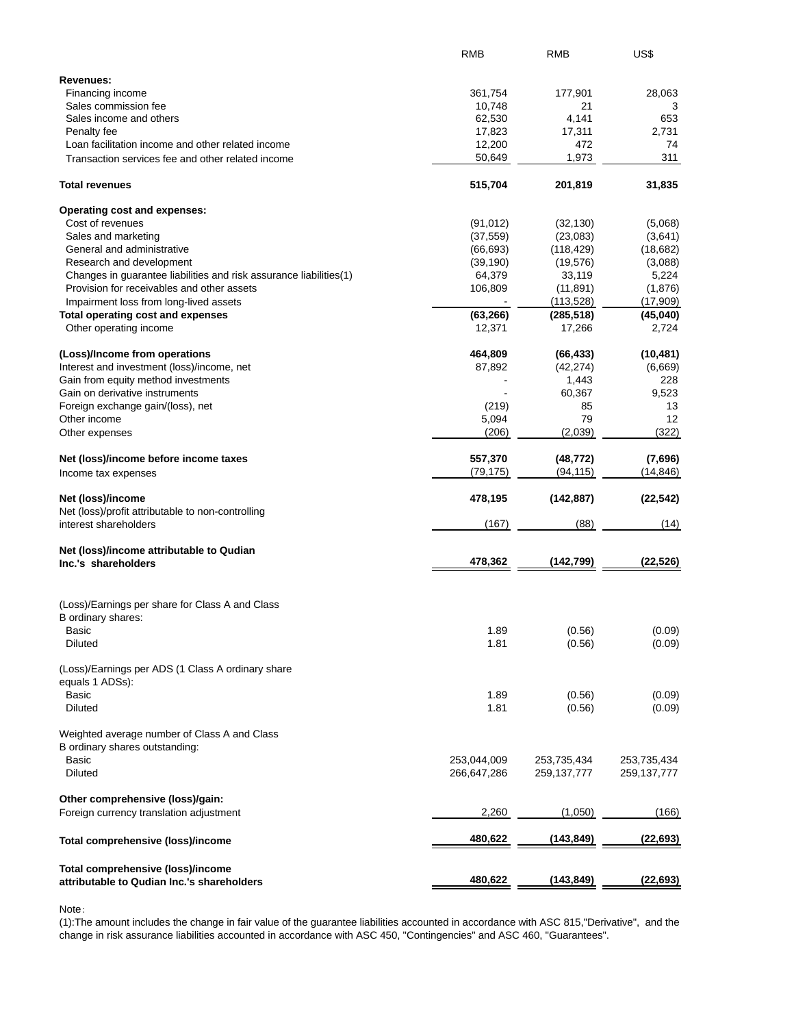| | RMB | RMB | US$ |
|---|---|---|---|
| **Revenues:** | | | |
| Financing income | 361,754 | 177,901 | 28,063 |
| Sales commission fee | 10,748 | 21 | 3 |
| Sales income and others | 62,530 | 4,141 | 653 |
| Penalty fee | 17,823 | 17,311 | 2,731 |
| Loan facilitation income and other related income | 12,200 | 472 | 74 |
| Transaction services fee and other related income | 50,649 | 1,973 | 311 |
| **Total revenues** | **515,704** | **201,819** | **31,835** |
| **Operating cost and expenses:** | | | |
| Cost of revenues | (91,012) | (32,130) | (5,068) |
| Sales and marketing | (37,559) | (23,083) | (3,641) |
| General and administrative | (66,693) | (118,429) | (18,682) |
| Research and development | (39,190) | (19,576) | (3,088) |
| Changes in guarantee liabilities and risk assurance liabilities(1) | 64,379 | 33,119 | 5,224 |
| Provision for receivables and other assets | 106,809 | (11,891) | (1,876) |
| Impairment loss from long-lived assets | - | (113,528) | (17,909) |
| **Total operating cost and expenses** | **(63,266)** | **(285,518)** | **(45,040)** |
| Other operating income | 12,371 | 17,266 | 2,724 |
| **(Loss)/Income from operations** | **464,809** | **(66,433)** | **(10,481)** |
| Interest and investment (loss)/income, net | 87,892 | (42,274) | (6,669) |
| Gain from equity method investments | - | 1,443 | 228 |
| Gain on derivative instruments | - | 60,367 | 9,523 |
| Foreign exchange gain/(loss), net | (219) | 85 | 13 |
| Other income | 5,094 | 79 | 12 |
| Other expenses | (206) | (2,039) | (322) |
| **Net (loss)/income before income taxes** | **557,370** | **(48,772)** | **(7,696)** |
| Income tax expenses | (79,175) | (94,115) | (14,846) |
| **Net (loss)/income** | **478,195** | **(142,887)** | **(22,542)** |
| Net (loss)/profit attributable to non-controlling interest shareholders | (167) | (88) | (14) |
| **Net (loss)/income attributable to Qudian Inc.'s shareholders** | **478,362** | **(142,799)** | **(22,526)** |
| (Loss)/Earnings per share for Class A and Class B ordinary shares: | | | |
| Basic | 1.89 | (0.56) | (0.09) |
| Diluted | 1.81 | (0.56) | (0.09) |
| (Loss)/Earnings per ADS (1 Class A ordinary share equals 1 ADSs): | | | |
| Basic | 1.89 | (0.56) | (0.09) |
| Diluted | 1.81 | (0.56) | (0.09) |
| Weighted average number of Class A and Class B ordinary shares outstanding: | | | |
| Basic | 253,044,009 | 253,735,434 | 253,735,434 |
| Diluted | 266,647,286 | 259,137,777 | 259,137,777 |
| **Other comprehensive (loss)/gain:** | | | |
| Foreign currency translation adjustment | 2,260 | (1,050) | (166) |
| **Total comprehensive (loss)/income** | **480,622** | **(143,849)** | **(22,693)** |
| **Total comprehensive (loss)/income attributable to Qudian Inc.'s shareholders** | **480,622** | **(143,849)** | **(22,693)** |

Note：
(1):The amount includes the change in fair value of the guarantee liabilities accounted in accordance with ASC 815,"Derivative", and the change in risk assurance liabilities accounted in accordance with ASC 450, "Contingencies" and ASC 460, "Guarantees".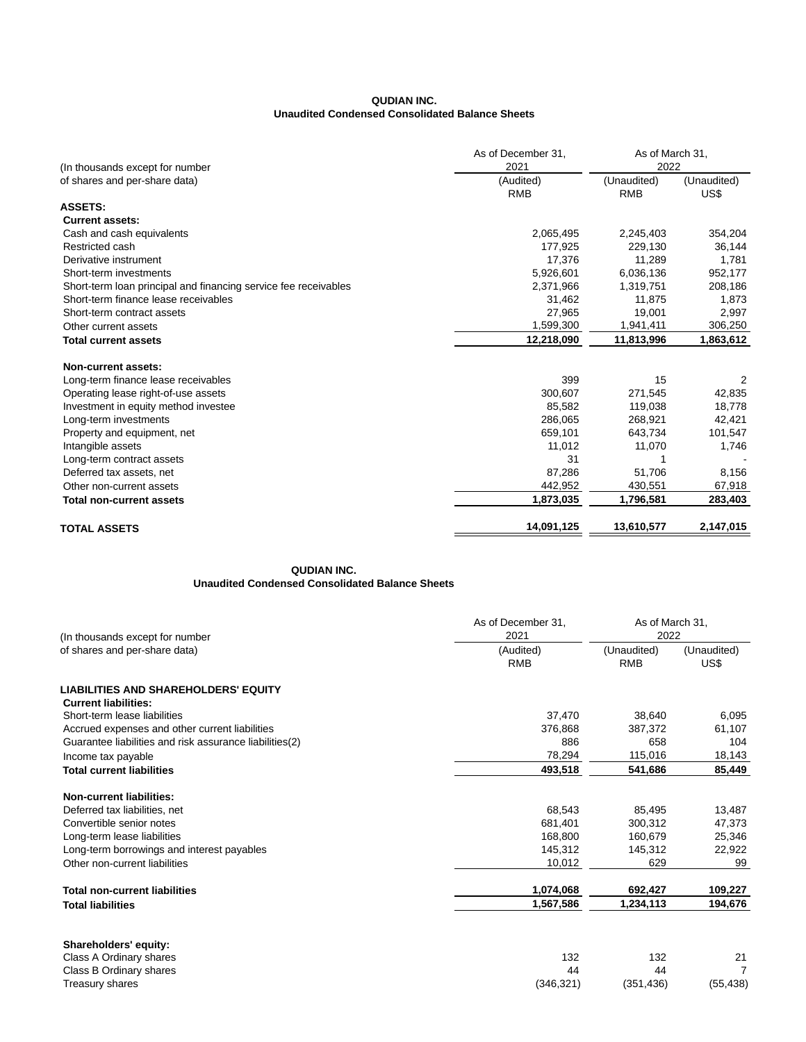**QUDIAN INC.**
**Unaudited Condensed Consolidated Balance Sheets**

| (In thousands except for number of shares and per-share data) | As of December 31, 2021 | As of March 31, 2022 | |
|---|---|---|---|
| | (Audited) RMB | (Unaudited) RMB | (Unaudited) US$ |
| **ASSETS:** | | | |
| **Current assets:** | | | |
| Cash and cash equivalents | 2,065,495 | 2,245,403 | 354,204 |
| Restricted cash | 177,925 | 229,130 | 36,144 |
| Derivative instrument | 17,376 | 11,289 | 1,781 |
| Short-term investments | 5,926,601 | 6,036,136 | 952,177 |
| Short-term loan principal and financing service fee receivables | 2,371,966 | 1,319,751 | 208,186 |
| Short-term finance lease receivables | 31,462 | 11,875 | 1,873 |
| Short-term contract assets | 27,965 | 19,001 | 2,997 |
| Other current assets | 1,599,300 | 1,941,411 | 306,250 |
| **Total current assets** | **12,218,090** | **11,813,996** | **1,863,612** |
| **Non-current assets:** | | | |
| Long-term finance lease receivables | 399 | 15 | 2 |
| Operating lease right-of-use assets | 300,607 | 271,545 | 42,835 |
| Investment in equity method investee | 85,582 | 119,038 | 18,778 |
| Long-term investments | 286,065 | 268,921 | 42,421 |
| Property and equipment, net | 659,101 | 643,734 | 101,547 |
| Intangible assets | 11,012 | 11,070 | 1,746 |
| Long-term contract assets | 31 | 1 | - |
| Deferred tax assets, net | 87,286 | 51,706 | 8,156 |
| Other non-current assets | 442,952 | 430,551 | 67,918 |
| **Total non-current assets** | **1,873,035** | **1,796,581** | **283,403** |
| **TOTAL ASSETS** | **14,091,125** | **13,610,577** | **2,147,015** |

**QUDIAN INC.**
**Unaudited Condensed Consolidated Balance Sheets**

| (In thousands except for number of shares and per-share data) | As of December 31, 2021 | As of March 31, 2022 | |
|---|---|---|---|
| | (Audited) RMB | (Unaudited) RMB | (Unaudited) US$ |
| **LIABILITIES AND SHAREHOLDERS' EQUITY** | | | |
| **Current liabilities:** | | | |
| Short-term lease liabilities | 37,470 | 38,640 | 6,095 |
| Accrued expenses and other current liabilities | 376,868 | 387,372 | 61,107 |
| Guarantee liabilities and risk assurance liabilities(2) | 886 | 658 | 104 |
| Income tax payable | 78,294 | 115,016 | 18,143 |
| **Total current liabilities** | **493,518** | **541,686** | **85,449** |
| **Non-current liabilities:** | | | |
| Deferred tax liabilities, net | 68,543 | 85,495 | 13,487 |
| Convertible senior notes | 681,401 | 300,312 | 47,373 |
| Long-term lease liabilities | 168,800 | 160,679 | 25,346 |
| Long-term borrowings and interest payables | 145,312 | 145,312 | 22,922 |
| Other non-current liabilities | 10,012 | 629 | 99 |
| **Total non-current liabilities** | **1,074,068** | **692,427** | **109,227** |
| **Total liabilities** | **1,567,586** | **1,234,113** | **194,676** |
| **Shareholders' equity:** | | | |
| Class A Ordinary shares | 132 | 132 | 21 |
| Class B Ordinary shares | 44 | 44 | 7 |
| Treasury shares | (346,321) | (351,436) | (55,438) |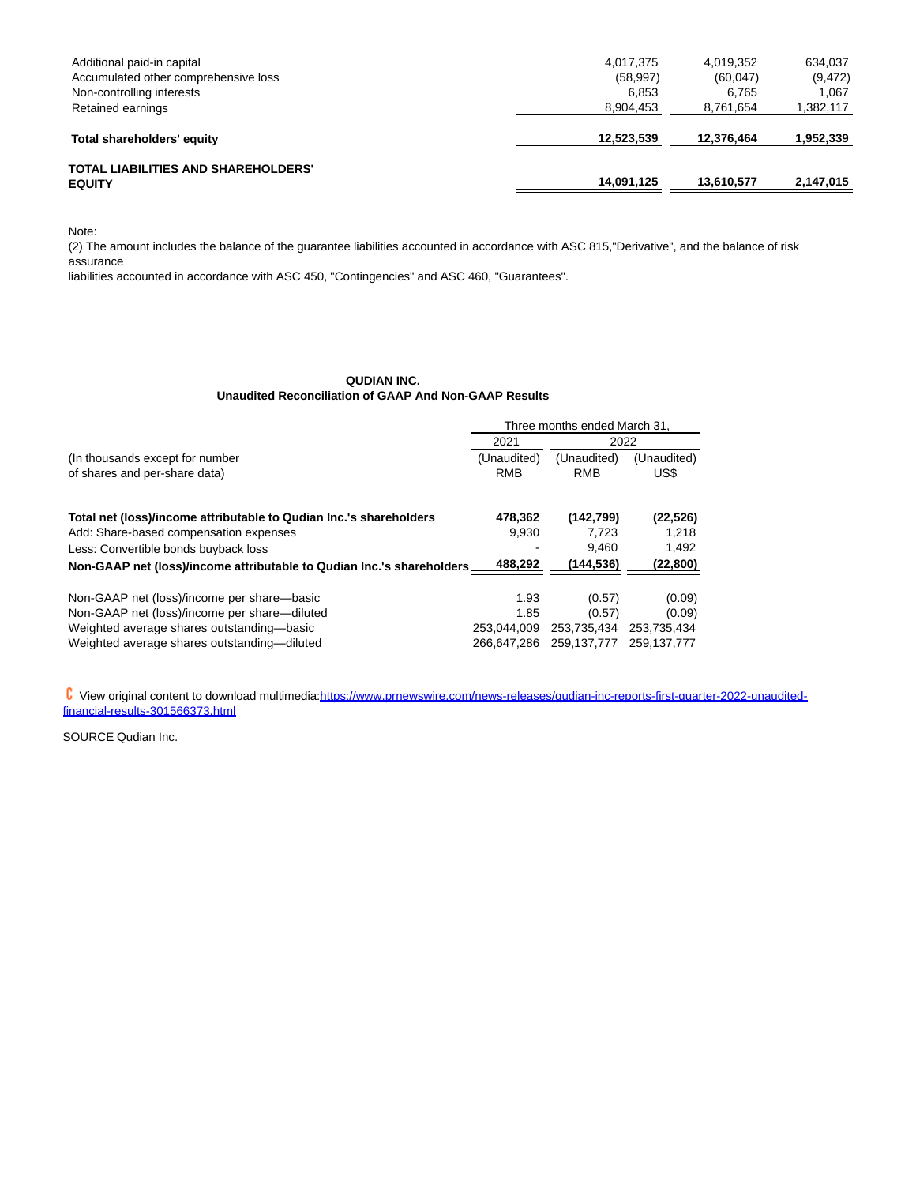| | | | |
|---|---|---|---|
| Additional paid-in capital | 4,017,375 | 4,019,352 | 634,037 |
| Accumulated other comprehensive loss | (58,997) | (60,047) | (9,472) |
| Non-controlling interests | 6,853 | 6,765 | 1,067 |
| Retained earnings | 8,904,453 | 8,761,654 | 1,382,117 |
| **Total shareholders' equity** | **12,523,539** | **12,376,464** | **1,952,339** |
| **TOTAL LIABILITIES AND SHAREHOLDERS' EQUITY** | **14,091,125** | **13,610,577** | **2,147,015** |

Note:

(2) The amount includes the balance of the guarantee liabilities accounted in accordance with ASC 815,"Derivative", and the balance of risk assurance liabilities accounted in accordance with ASC 450, "Contingencies" and ASC 460, "Guarantees".

**QUDIAN INC.**
**Unaudited Reconciliation of GAAP And Non-GAAP Results**

| | Three months ended March 31, | | |
|---|---|---|---|
| | 2021 | 2022 | |
| (In thousands except for number of shares and per-share data) | (Unaudited) RMB | (Unaudited) RMB | (Unaudited) US$ |
| **Total net (loss)/income attributable to Qudian Inc.'s shareholders** | **478,362** | **(142,799)** | **(22,526)** |
| Add: Share-based compensation expenses | 9,930 | 7,723 | 1,218 |
| Less: Convertible bonds buyback loss | - | 9,460 | 1,492 |
| **Non-GAAP net (loss)/income attributable to Qudian Inc.'s shareholders** | **488,292** | **(144,536)** | **(22,800)** |
| Non-GAAP net (loss)/income per share—basic | 1.93 | (0.57) | (0.09) |
| Non-GAAP net (loss)/income per share—diluted | 1.85 | (0.57) | (0.09) |
| Weighted average shares outstanding—basic | 253,044,009 | 253,735,434 | 253,735,434 |
| Weighted average shares outstanding—diluted | 266,647,286 | 259,137,777 | 259,137,777 |

View original content to download multimedia:https://www.prnewswire.com/news-releases/qudian-inc-reports-first-quarter-2022-unaudited-financial-results-301566373.html

SOURCE Qudian Inc.